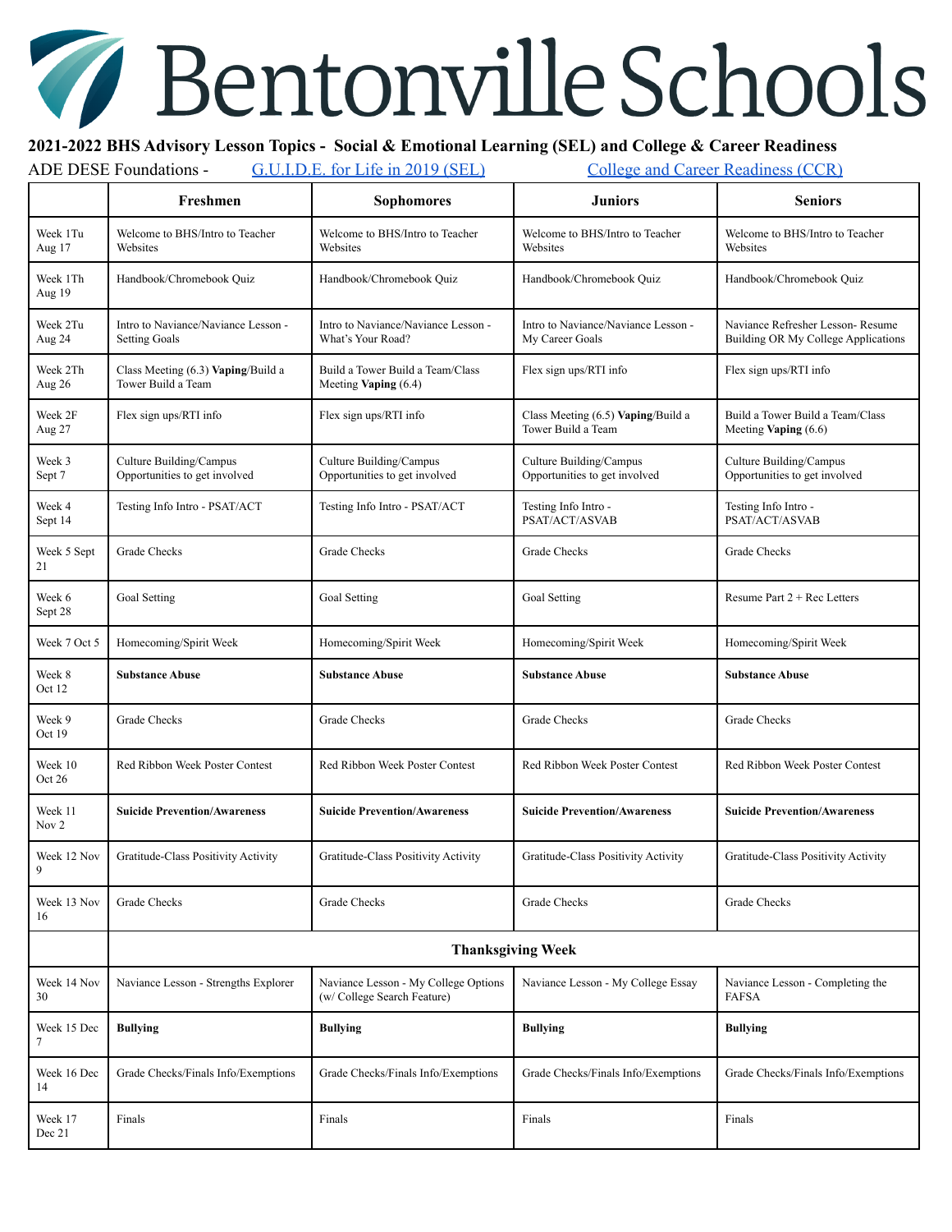# Bentonville Schools

**2021-2022 BHS Advisory Lesson Topics - Social & Emotional Learning (SEL) and College & Career Readiness**

ADE DESE Foundations - G.U.I.D.E. for Life in 2019 (SEL) College and Career Readiness (CCR)

| | Freshmen | Sophomores | Juniors | Seniors |
|---|---|---|---|---|
| Week 1Tu Aug 17 | Welcome to BHS/Intro to Teacher Websites | Welcome to BHS/Intro to Teacher Websites | Welcome to BHS/Intro to Teacher Websites | Welcome to BHS/Intro to Teacher Websites |
| Week 1Th Aug 19 | Handbook/Chromebook Quiz | Handbook/Chromebook Quiz | Handbook/Chromebook Quiz | Handbook/Chromebook Quiz |
| Week 2Tu Aug 24 | Intro to Naviance/Naviance Lesson - Setting Goals | Intro to Naviance/Naviance Lesson - What's Your Road? | Intro to Naviance/Naviance Lesson - My Career Goals | Naviance Refresher Lesson- Resume Building OR My College Applications |
| Week 2Th Aug 26 | Class Meeting (6.3) **Vaping**/Build a Tower Build a Team | Build a Tower Build a Team/Class Meeting **Vaping** (6.4) | Flex sign ups/RTI info | Flex sign ups/RTI info |
| Week 2F Aug 27 | Flex sign ups/RTI info | Flex sign ups/RTI info | Class Meeting (6.5) **Vaping**/Build a Tower Build a Team | Build a Tower Build a Team/Class Meeting **Vaping** (6.6) |
| Week 3 Sept 7 | Culture Building/Campus Opportunities to get involved | Culture Building/Campus Opportunities to get involved | Culture Building/Campus Opportunities to get involved | Culture Building/Campus Opportunities to get involved |
| Week 4 Sept 14 | Testing Info Intro - PSAT/ACT | Testing Info Intro - PSAT/ACT | Testing Info Intro - PSAT/ACT/ASVAB | Testing Info Intro - PSAT/ACT/ASVAB |
| Week 5 Sept 21 | Grade Checks | Grade Checks | Grade Checks | Grade Checks |
| Week 6 Sept 28 | Goal Setting | Goal Setting | Goal Setting | Resume Part 2 + Rec Letters |
| Week 7 Oct 5 | Homecoming/Spirit Week | Homecoming/Spirit Week | Homecoming/Spirit Week | Homecoming/Spirit Week |
| Week 8 Oct 12 | **Substance Abuse** | **Substance Abuse** | **Substance Abuse** | **Substance Abuse** |
| Week 9 Oct 19 | Grade Checks | Grade Checks | Grade Checks | Grade Checks |
| Week 10 Oct 26 | Red Ribbon Week Poster Contest | Red Ribbon Week Poster Contest | Red Ribbon Week Poster Contest | Red Ribbon Week Poster Contest |
| Week 11 Nov 2 | **Suicide Prevention/Awareness** | **Suicide Prevention/Awareness** | **Suicide Prevention/Awareness** | **Suicide Prevention/Awareness** |
| Week 12 Nov 9 | Gratitude-Class Positivity Activity | Gratitude-Class Positivity Activity | Gratitude-Class Positivity Activity | Gratitude-Class Positivity Activity |
| Week 13 Nov 16 | Grade Checks | Grade Checks | Grade Checks | Grade Checks |
| | **Thanksgiving Week** | | | |
| Week 14 Nov 30 | Naviance Lesson - Strengths Explorer | Naviance Lesson - My College Options (w/ College Search Feature) | Naviance Lesson - My College Essay | Naviance Lesson - Completing the FAFSA |
| Week 15 Dec 7 | **Bullying** | **Bullying** | **Bullying** | **Bullying** |
| Week 16 Dec 14 | Grade Checks/Finals Info/Exemptions | Grade Checks/Finals Info/Exemptions | Grade Checks/Finals Info/Exemptions | Grade Checks/Finals Info/Exemptions |
| Week 17 Dec 21 | Finals | Finals | Finals | Finals |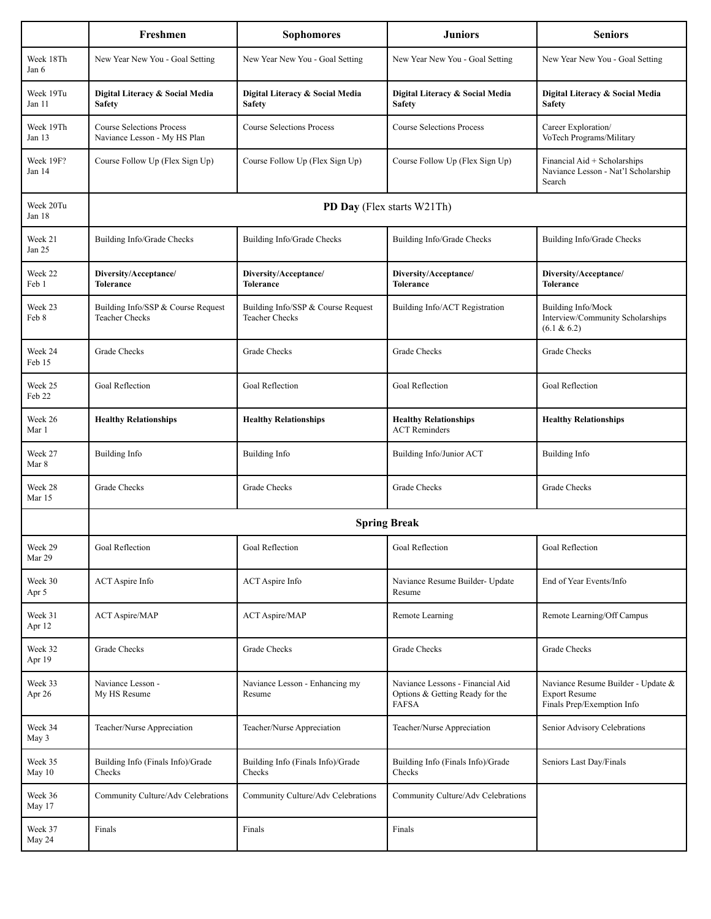| | Freshmen | Sophomores | Juniors | Seniors |
|---|---|---|---|---|
| Week 18Th Jan 6 | New Year New You - Goal Setting | New Year New You - Goal Setting | New Year New You - Goal Setting | New Year New You - Goal Setting |
| Week 19Tu Jan 11 | **Digital Literacy & Social Media Safety** | **Digital Literacy & Social Media Safety** | **Digital Literacy & Social Media Safety** | **Digital Literacy & Social Media Safety** |
| Week 19Th Jan 13 | Course Selections Process<br>Naviance Lesson - My HS Plan | Course Selections Process | Course Selections Process | Career Exploration/<br>VoTech Programs/Military |
| Week 19F? Jan 14 | Course Follow Up (Flex Sign Up) | Course Follow Up (Flex Sign Up) | Course Follow Up (Flex Sign Up) | Financial Aid + Scholarships<br>Naviance Lesson - Nat'l Scholarship Search |
| Week 20Tu Jan 18 | **PD Day** (Flex starts W21Th) | | | |
| Week 21 Jan 25 | Building Info/Grade Checks | Building Info/Grade Checks | Building Info/Grade Checks | Building Info/Grade Checks |
| Week 22 Feb 1 | **Diversity/Acceptance/ Tolerance** | **Diversity/Acceptance/ Tolerance** | **Diversity/Acceptance/ Tolerance** | **Diversity/Acceptance/ Tolerance** |
| Week 23 Feb 8 | Building Info/SSP & Course Request Teacher Checks | Building Info/SSP & Course Request Teacher Checks | Building Info/ACT Registration | Building Info/Mock Interview/Community Scholarships (6.1 & 6.2) |
| Week 24 Feb 15 | Grade Checks | Grade Checks | Grade Checks | Grade Checks |
| Week 25 Feb 22 | Goal Reflection | Goal Reflection | Goal Reflection | Goal Reflection |
| Week 26 Mar 1 | **Healthy Relationships** | **Healthy Relationships** | **Healthy Relationships**<br>ACT Reminders | **Healthy Relationships** |
| Week 27 Mar 8 | Building Info | Building Info | Building Info/Junior ACT | Building Info |
| Week 28 Mar 15 | Grade Checks | Grade Checks | Grade Checks | Grade Checks |
| | **Spring Break** | | | |
| Week 29 Mar 29 | Goal Reflection | Goal Reflection | Goal Reflection | Goal Reflection |
| Week 30 Apr 5 | ACT Aspire Info | ACT Aspire Info | Naviance Resume Builder- Update Resume | End of Year Events/Info |
| Week 31 Apr 12 | ACT Aspire/MAP | ACT Aspire/MAP | Remote Learning | Remote Learning/Off Campus |
| Week 32 Apr 19 | Grade Checks | Grade Checks | Grade Checks | Grade Checks |
| Week 33 Apr 26 | Naviance Lesson - My HS Resume | Naviance Lesson - Enhancing my Resume | Naviance Lessons - Financial Aid Options & Getting Ready for the FAFSA | Naviance Resume Builder - Update & Export Resume<br>Finals Prep/Exemption Info |
| Week 34 May 3 | Teacher/Nurse Appreciation | Teacher/Nurse Appreciation | Teacher/Nurse Appreciation | Senior Advisory Celebrations |
| Week 35 May 10 | Building Info (Finals Info)/Grade Checks | Building Info (Finals Info)/Grade Checks | Building Info (Finals Info)/Grade Checks | Seniors Last Day/Finals |
| Week 36 May 17 | Community Culture/Adv Celebrations | Community Culture/Adv Celebrations | Community Culture/Adv Celebrations | |
| Week 37 May 24 | Finals | Finals | Finals | |